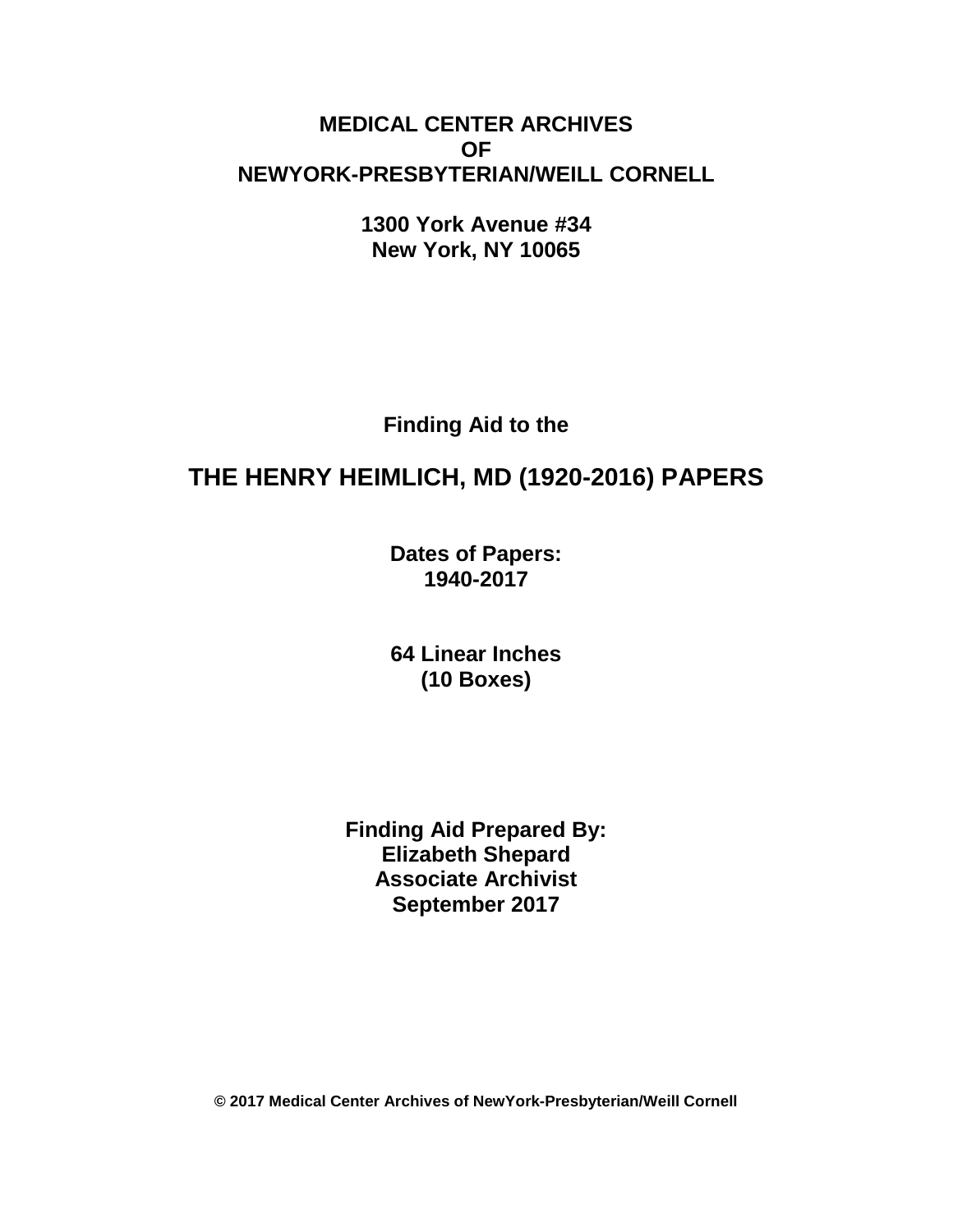**MEDICAL CENTER ARCHIVES**
**OF**
**NEWYORK-PRESBYTERIAN/WEILL CORNELL**

**1300 York Avenue #34**
**New York, NY 10065**

**Finding Aid to the**

# THE HENRY HEIMLICH, MD (1920-2016) PAPERS

**Dates of Papers:**
**1940-2017**

**64 Linear Inches**
**(10 Boxes)**

**Finding Aid Prepared By:**
**Elizabeth Shepard**
**Associate Archivist**
**September 2017**

**© 2017 Medical Center Archives of NewYork-Presbyterian/Weill Cornell**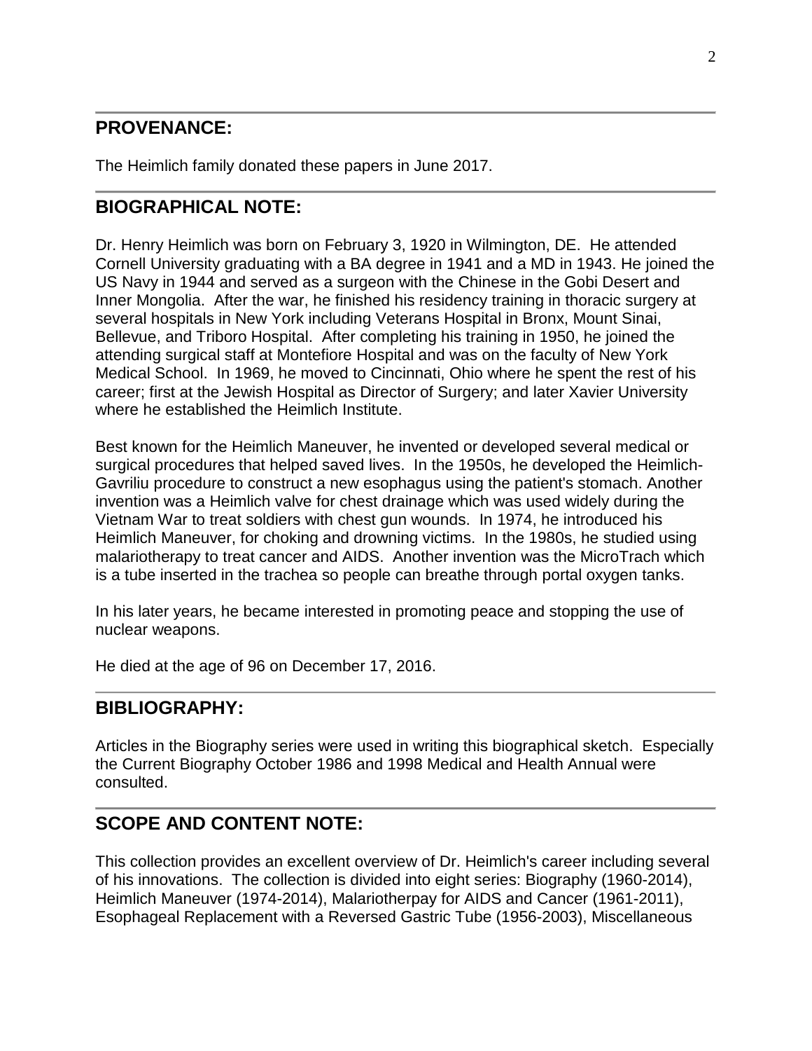## PROVENANCE:

The Heimlich family donated these papers in June 2017.

## BIOGRAPHICAL NOTE:

Dr. Henry Heimlich was born on February 3, 1920 in Wilmington, DE. He attended Cornell University graduating with a BA degree in 1941 and a MD in 1943. He joined the US Navy in 1944 and served as a surgeon with the Chinese in the Gobi Desert and Inner Mongolia. After the war, he finished his residency training in thoracic surgery at several hospitals in New York including Veterans Hospital in Bronx, Mount Sinai, Bellevue, and Triboro Hospital. After completing his training in 1950, he joined the attending surgical staff at Montefiore Hospital and was on the faculty of New York Medical School. In 1969, he moved to Cincinnati, Ohio where he spent the rest of his career; first at the Jewish Hospital as Director of Surgery; and later Xavier University where he established the Heimlich Institute.

Best known for the Heimlich Maneuver, he invented or developed several medical or surgical procedures that helped saved lives. In the 1950s, he developed the Heimlich-Gavriliu procedure to construct a new esophagus using the patient's stomach. Another invention was a Heimlich valve for chest drainage which was used widely during the Vietnam War to treat soldiers with chest gun wounds. In 1974, he introduced his Heimlich Maneuver, for choking and drowning victims. In the 1980s, he studied using malariotherapy to treat cancer and AIDS. Another invention was the MicroTrach which is a tube inserted in the trachea so people can breathe through portal oxygen tanks.

In his later years, he became interested in promoting peace and stopping the use of nuclear weapons.

He died at the age of 96 on December 17, 2016.

## BIBLIOGRAPHY:

Articles in the Biography series were used in writing this biographical sketch. Especially the Current Biography October 1986 and 1998 Medical and Health Annual were consulted.

## SCOPE AND CONTENT NOTE:

This collection provides an excellent overview of Dr. Heimlich's career including several of his innovations. The collection is divided into eight series: Biography (1960-2014), Heimlich Maneuver (1974-2014), Malariotherpay for AIDS and Cancer (1961-2011), Esophageal Replacement with a Reversed Gastric Tube (1956-2003), Miscellaneous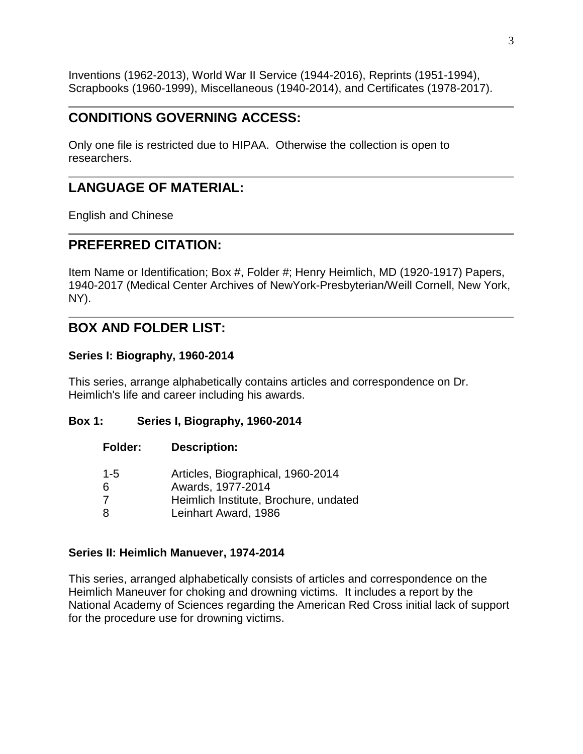Inventions (1962-2013), World War II Service (1944-2016), Reprints (1951-1994), Scrapbooks (1960-1999), Miscellaneous (1940-2014), and Certificates (1978-2017).

## CONDITIONS GOVERNING ACCESS:

Only one file is restricted due to HIPAA. Otherwise the collection is open to researchers.

## LANGUAGE OF MATERIAL:

English and Chinese

## PREFERRED CITATION:

Item Name or Identification; Box #, Folder #; Henry Heimlich, MD (1920-1917) Papers, 1940-2017 (Medical Center Archives of NewYork-Presbyterian/Weill Cornell, New York, NY).

## BOX AND FOLDER LIST:

**Series I: Biography, 1960-2014**

This series, arrange alphabetically contains articles and correspondence on Dr. Heimlich's life and career including his awards.

**Box 1: Series I, Biography, 1960-2014**

| Folder: | Description: |
|---|---|
| 1-5 | Articles, Biographical, 1960-2014 |
| 6 | Awards, 1977-2014 |
| 7 | Heimlich Institute, Brochure, undated |
| 8 | Leinhart Award, 1986 |

**Series II: Heimlich Manuever, 1974-2014**

This series, arranged alphabetically consists of articles and correspondence on the Heimlich Maneuver for choking and drowning victims. It includes a report by the National Academy of Sciences regarding the American Red Cross initial lack of support for the procedure use for drowning victims.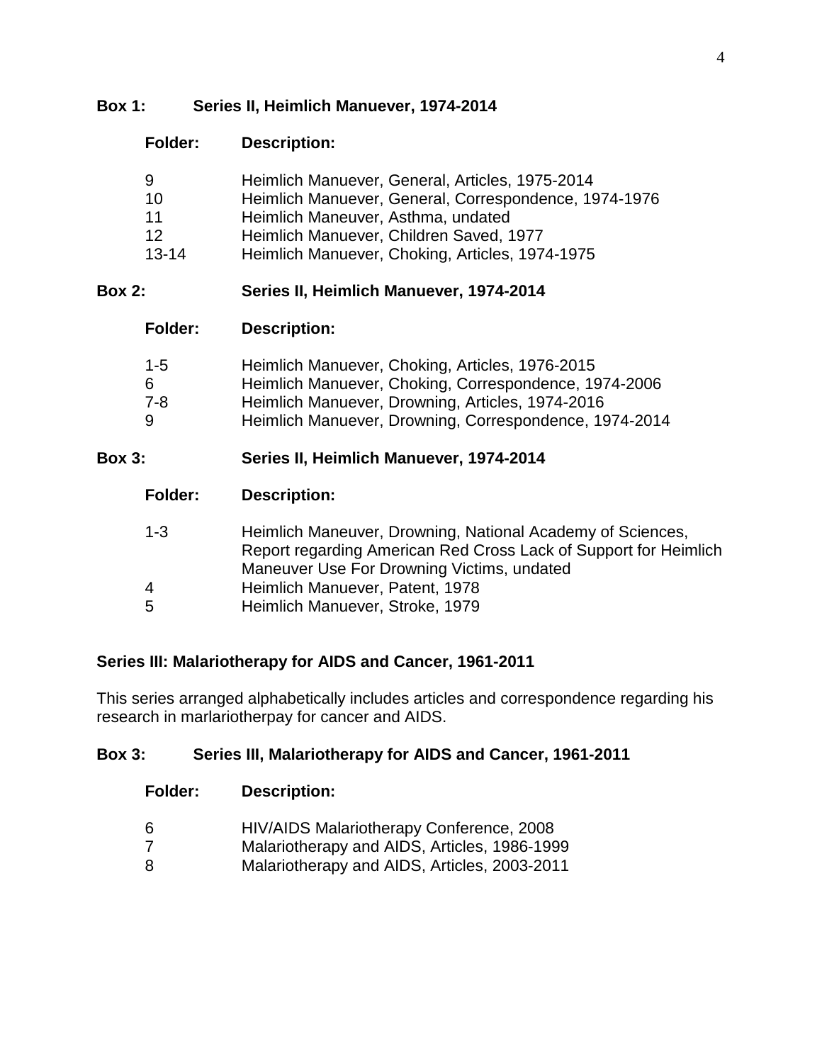**Box 1: Series II, Heimlich Manuever, 1974-2014**

| Folder: | Description: |
| --- | --- |
| 9 | Heimlich Manuever, General, Articles, 1975-2014 |
| 10 | Heimlich Manuever, General, Correspondence, 1974-1976 |
| 11 | Heimlich Maneuver, Asthma, undated |
| 12 | Heimlich Manuever, Children Saved, 1977 |
| 13-14 | Heimlich Manuever, Choking, Articles, 1974-1975 |

**Box 2: Series II, Heimlich Manuever, 1974-2014**

| Folder: | Description: |
| --- | --- |
| 1-5 | Heimlich Manuever, Choking, Articles, 1976-2015 |
| 6 | Heimlich Manuever, Choking, Correspondence, 1974-2006 |
| 7-8 | Heimlich Manuever, Drowning, Articles, 1974-2016 |
| 9 | Heimlich Manuever, Drowning, Correspondence, 1974-2014 |

**Box 3: Series II, Heimlich Manuever, 1974-2014**

| Folder: | Description: |
| --- | --- |
| 1-3 | Heimlich Maneuver, Drowning, National Academy of Sciences, Report regarding American Red Cross Lack of Support for Heimlich Maneuver Use For Drowning Victims, undated |
| 4 | Heimlich Manuever, Patent, 1978 |
| 5 | Heimlich Manuever, Stroke, 1979 |

**Series III: Malariotherapy for AIDS and Cancer, 1961-2011**

This series arranged alphabetically includes articles and correspondence regarding his research in marlariotherpay for cancer and AIDS.

**Box 3: Series III, Malariotherapy for AIDS and Cancer, 1961-2011**

| Folder: | Description: |
| --- | --- |
| 6 | HIV/AIDS Malariotherapy Conference, 2008 |
| 7 | Malariotherapy and AIDS, Articles, 1986-1999 |
| 8 | Malariotherapy and AIDS, Articles, 2003-2011 |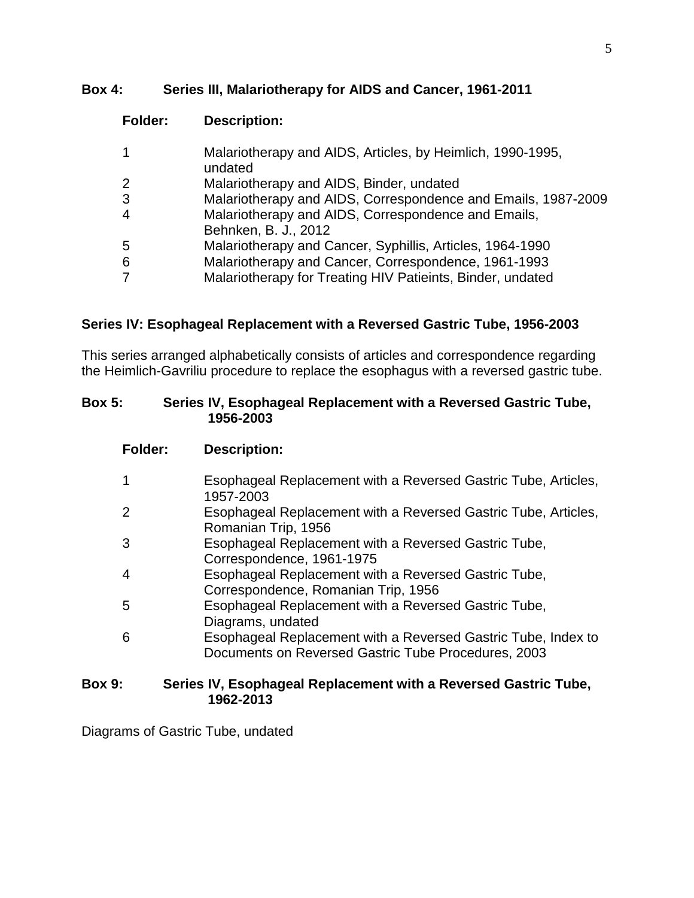**Box 4: Series III, Malariotherapy for AIDS and Cancer, 1961-2011**

| Folder: | Description: |
|---|---|
| 1 | Malariotherapy and AIDS, Articles, by Heimlich, 1990-1995, undated |
| 2 | Malariotherapy and AIDS, Binder, undated |
| 3 | Malariotherapy and AIDS, Correspondence and Emails, 1987-2009 |
| 4 | Malariotherapy and AIDS, Correspondence and Emails, Behnken, B. J., 2012 |
| 5 | Malariotherapy and Cancer, Syphillis, Articles, 1964-1990 |
| 6 | Malariotherapy and Cancer, Correspondence, 1961-1993 |
| 7 | Malariotherapy for Treating HIV Patieints, Binder, undated |

## Series IV: Esophageal Replacement with a Reversed Gastric Tube, 1956-2003

This series arranged alphabetically consists of articles and correspondence regarding the Heimlich-Gavriliu procedure to replace the esophagus with a reversed gastric tube.

**Box 5: Series IV, Esophageal Replacement with a Reversed Gastric Tube, 1956-2003**

| Folder: | Description: |
|---|---|
| 1 | Esophageal Replacement with a Reversed Gastric Tube, Articles, 1957-2003 |
| 2 | Esophageal Replacement with a Reversed Gastric Tube, Articles, Romanian Trip, 1956 |
| 3 | Esophageal Replacement with a Reversed Gastric Tube, Correspondence, 1961-1975 |
| 4 | Esophageal Replacement with a Reversed Gastric Tube, Correspondence, Romanian Trip, 1956 |
| 5 | Esophageal Replacement with a Reversed Gastric Tube, Diagrams, undated |
| 6 | Esophageal Replacement with a Reversed Gastric Tube, Index to Documents on Reversed Gastric Tube Procedures, 2003 |

**Box 9: Series IV, Esophageal Replacement with a Reversed Gastric Tube, 1962-2013**

Diagrams of Gastric Tube, undated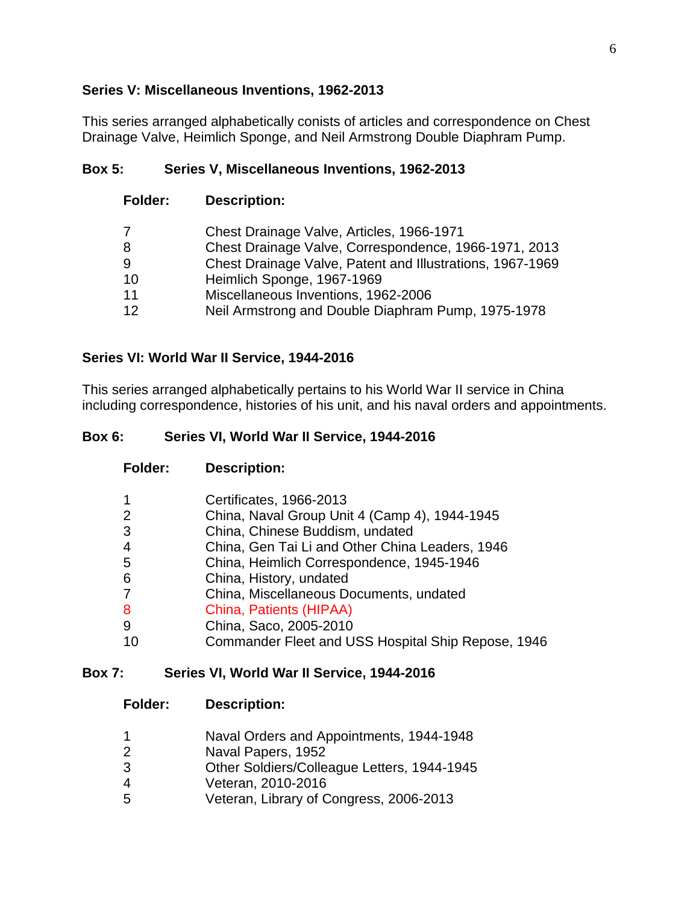**Series V: Miscellaneous Inventions, 1962-2013**

This series arranged alphabetically conists of articles and correspondence on Chest Drainage Valve, Heimlich Sponge, and Neil Armstrong Double Diaphram Pump.

**Box 5: Series V, Miscellaneous Inventions, 1962-2013**

| Folder: | Description: |
|---|---|
| 7 | Chest Drainage Valve, Articles, 1966-1971 |
| 8 | Chest Drainage Valve, Correspondence, 1966-1971, 2013 |
| 9 | Chest Drainage Valve, Patent and Illustrations, 1967-1969 |
| 10 | Heimlich Sponge, 1967-1969 |
| 11 | Miscellaneous Inventions, 1962-2006 |
| 12 | Neil Armstrong and Double Diaphram Pump, 1975-1978 |

**Series VI: World War II Service, 1944-2016**

This series arranged alphabetically pertains to his World War II service in China including correspondence, histories of his unit, and his naval orders and appointments.

**Box 6: Series VI, World War II Service, 1944-2016**

| Folder: | Description: |
|---|---|
| 1 | Certificates, 1966-2013 |
| 2 | China, Naval Group Unit 4 (Camp 4), 1944-1945 |
| 3 | China, Chinese Buddism, undated |
| 4 | China, Gen Tai Li and Other China Leaders, 1946 |
| 5 | China, Heimlich Correspondence, 1945-1946 |
| 6 | China, History, undated |
| 7 | China, Miscellaneous Documents, undated |
| 8 | China, Patients (HIPAA) |
| 9 | China, Saco, 2005-2010 |
| 10 | Commander Fleet and USS Hospital Ship Repose, 1946 |

**Box 7: Series VI, World War II Service, 1944-2016**

| Folder: | Description: |
|---|---|
| 1 | Naval Orders and Appointments, 1944-1948 |
| 2 | Naval Papers, 1952 |
| 3 | Other Soldiers/Colleague Letters, 1944-1945 |
| 4 | Veteran, 2010-2016 |
| 5 | Veteran, Library of Congress, 2006-2013 |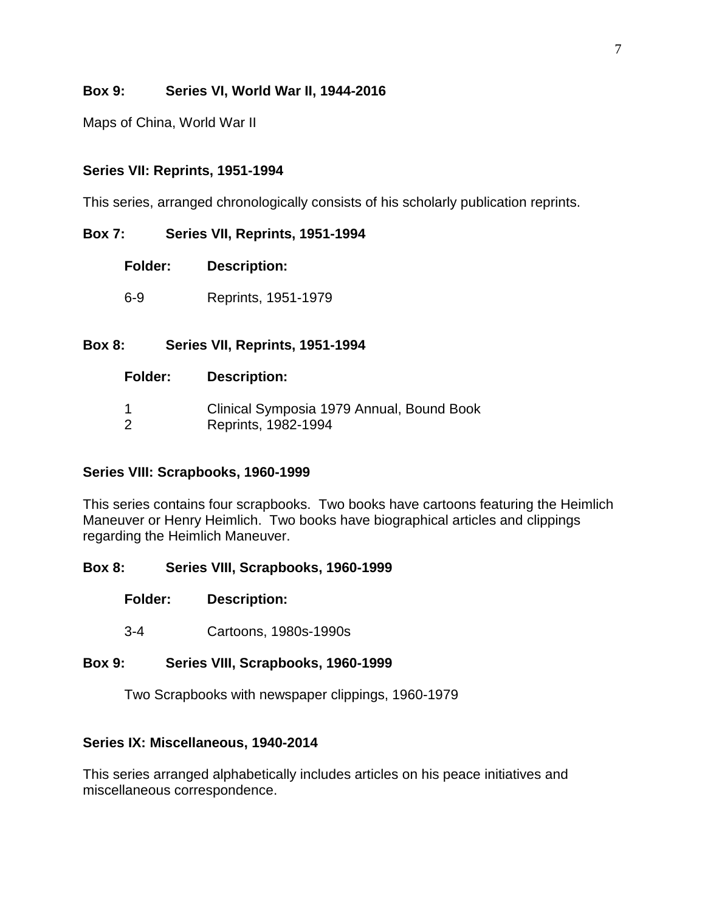**Box 9: Series VI, World War II, 1944-2016**

Maps of China, World War II

**Series VII: Reprints, 1951-1994**

This series, arranged chronologically consists of his scholarly publication reprints.

**Box 7: Series VII, Reprints, 1951-1994**

| Folder: | Description: |
|---|---|
| 6-9 | Reprints, 1951-1979 |

**Box 8: Series VII, Reprints, 1951-1994**

| Folder: | Description: |
|---|---|
| 1 | Clinical Symposia 1979 Annual, Bound Book |
| 2 | Reprints, 1982-1994 |

**Series VIII: Scrapbooks, 1960-1999**

This series contains four scrapbooks. Two books have cartoons featuring the Heimlich Maneuver or Henry Heimlich. Two books have biographical articles and clippings regarding the Heimlich Maneuver.

**Box 8: Series VIII, Scrapbooks, 1960-1999**

| Folder: | Description: |
|---|---|
| 3-4 | Cartoons, 1980s-1990s |

**Box 9: Series VIII, Scrapbooks, 1960-1999**

Two Scrapbooks with newspaper clippings, 1960-1979

**Series IX: Miscellaneous, 1940-2014**

This series arranged alphabetically includes articles on his peace initiatives and miscellaneous correspondence.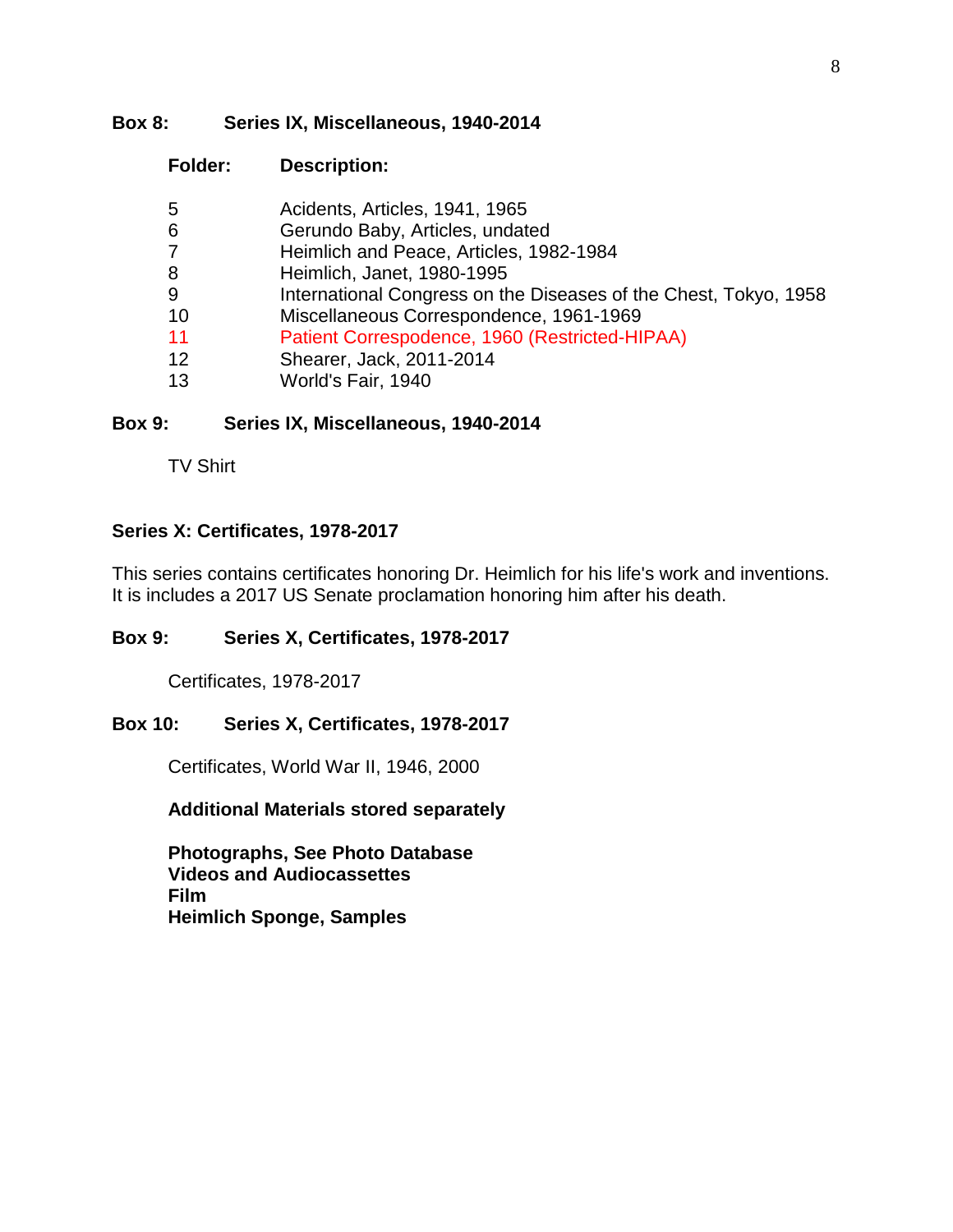**Box 8: Series IX, Miscellaneous, 1940-2014**

| Folder: | Description: |
|---|---|
| 5 | Acidents, Articles, 1941, 1965 |
| 6 | Gerundo Baby, Articles, undated |
| 7 | Heimlich and Peace, Articles, 1982-1984 |
| 8 | Heimlich, Janet, 1980-1995 |
| 9 | International Congress on the Diseases of the Chest, Tokyo, 1958 |
| 10 | Miscellaneous Correspondence, 1961-1969 |
| 11 | Patient Correspodence, 1960 (Restricted-HIPAA) |
| 12 | Shearer, Jack, 2011-2014 |
| 13 | World's Fair, 1940 |

**Box 9: Series IX, Miscellaneous, 1940-2014**

TV Shirt

**Series X: Certificates, 1978-2017**

This series contains certificates honoring Dr. Heimlich for his life's work and inventions. It is includes a 2017 US Senate proclamation honoring him after his death.

**Box 9: Series X, Certificates, 1978-2017**

Certificates, 1978-2017

**Box 10: Series X, Certificates, 1978-2017**

Certificates, World War II, 1946, 2000

**Additional Materials stored separately**

**Photographs, See Photo Database**
**Videos and Audiocassettes**
**Film**
**Heimlich Sponge, Samples**